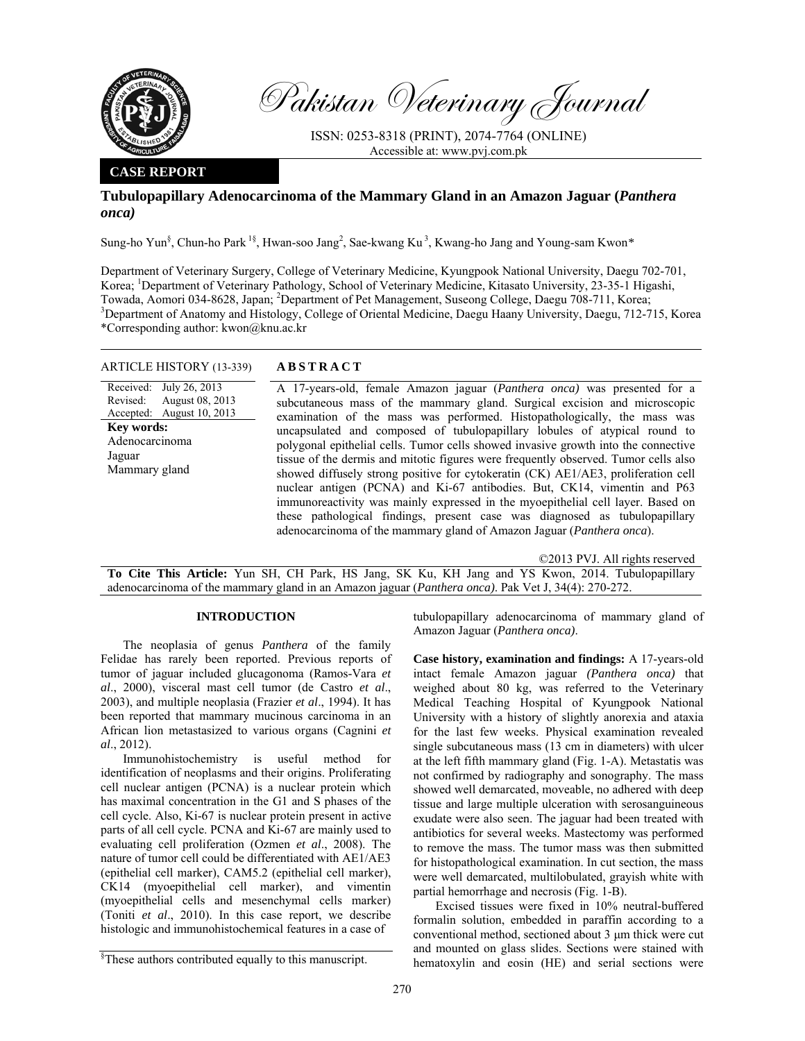# Pakistan Veterinary Journal

ISSN: 0253-8318 (PRINT), 2074-7764 (ONLINE)
Accessible at: www.pvj.com.pk

**CASE REPORT**

## Tubulopapillary Adenocarcinoma of the Mammary Gland in an Amazon Jaguar (*Panthera onca)*

Sung-ho Yun[§], Chun-ho Park [1§], Hwan-soo Jang[2], Sae-kwang Ku [3], Kwang-ho Jang and Young-sam Kwon*

Department of Veterinary Surgery, College of Veterinary Medicine, Kyungpook National University, Daegu 702-701, Korea; [1]Department of Veterinary Pathology, School of Veterinary Medicine, Kitasato University, 23-35-1 Higashi, Towada, Aomori 034-8628, Japan; [2]Department of Pet Management, Suseong College, Daegu 708-711, Korea; [3]Department of Anatomy and Histology, College of Oriental Medicine, Daegu Haany University, Daegu, 712-715, Korea
*Corresponding author: kwon@knu.ac.kr

**ARTICLE HISTORY** (13-339)

Received: July 26, 2013
Revised: August 08, 2013
Accepted: August 10, 2013

**Key words:**
Adenocarcinoma
Jaguar
Mammary gland

**A B S T R A C T**

A 17-years-old, female Amazon jaguar (*Panthera onca)* was presented for a subcutaneous mass of the mammary gland. Surgical excision and microscopic examination of the mass was performed. Histopathologically, the mass was uncapsulated and composed of tubulopapillary lobules of atypical round to polygonal epithelial cells. Tumor cells showed invasive growth into the connective tissue of the dermis and mitotic figures were frequently observed. Tumor cells also showed diffusely strong positive for cytokeratin (CK) AE1/AE3, proliferation cell nuclear antigen (PCNA) and Ki-67 antibodies. But, CK14, vimentin and P63 immunoreactivity was mainly expressed in the myoepithelial cell layer. Based on these pathological findings, present case was diagnosed as tubulopapillary adenocarcinoma of the mammary gland of Amazon Jaguar (*Panthera onca*).

©2013 PVJ. All rights reserved

**To Cite This Article:** Yun SH, CH Park, HS Jang, SK Ku, KH Jang and YS Kwon, 2014. Tubulopapillary adenocarcinoma of the mammary gland in an Amazon jaguar (*Panthera onca)*. Pak Vet J, 34(4): 270-272.

### INTRODUCTION

The neoplasia of genus *Panthera* of the family Felidae has rarely been reported. Previous reports of tumor of jaguar included glucagonoma (Ramos-Vara *et al*., 2000), visceral mast cell tumor (de Castro *et al*., 2003), and multiple neoplasia (Frazier *et al*., 1994). It has been reported that mammary mucinous carcinoma in an African lion metastasized to various organs (Cagnini *et al*., 2012).

Immunohistochemistry is useful method for identification of neoplasms and their origins. Proliferating cell nuclear antigen (PCNA) is a nuclear protein which has maximal concentration in the G1 and S phases of the cell cycle. Also, Ki-67 is nuclear protein present in active parts of all cell cycle. PCNA and Ki-67 are mainly used to evaluating cell proliferation (Ozmen *et al*., 2008). The nature of tumor cell could be differentiated with AE1/AE3 (epithelial cell marker), CAM5.2 (epithelial cell marker), CK14 (myoepithelial cell marker), and vimentin (myoepithelial cells and mesenchymal cells marker) (Toniti *et al*., 2010). In this case report, we describe histologic and immunohistochemical features in a case of tubulopapillary adenocarcinoma of mammary gland of Amazon Jaguar (*Panthera onca)*.

**Case history, examination and findings:** A 17-years-old intact female Amazon jaguar *(Panthera onca)* that weighed about 80 kg, was referred to the Veterinary Medical Teaching Hospital of Kyungpook National University with a history of slightly anorexia and ataxia for the last few weeks. Physical examination revealed single subcutaneous mass (13 cm in diameters) with ulcer at the left fifth mammary gland (Fig. 1-A). Metastatis was not confirmed by radiography and sonography. The mass showed well demarcated, moveable, no adhered with deep tissue and large multiple ulceration with serosanguineous exudate were also seen. The jaguar had been treated with antibiotics for several weeks. Mastectomy was performed to remove the mass. The tumor mass was then submitted for histopathological examination. In cut section, the mass were well demarcated, multilobulated, grayish white with partial hemorrhage and necrosis (Fig. 1-B).

Excised tissues were fixed in 10% neutral-buffered formalin solution, embedded in paraffin according to a conventional method, sectioned about 3 µm thick were cut and mounted on glass slides. Sections were stained with hematoxylin and eosin (HE) and serial sections were

[§]These authors contributed equally to this manuscript.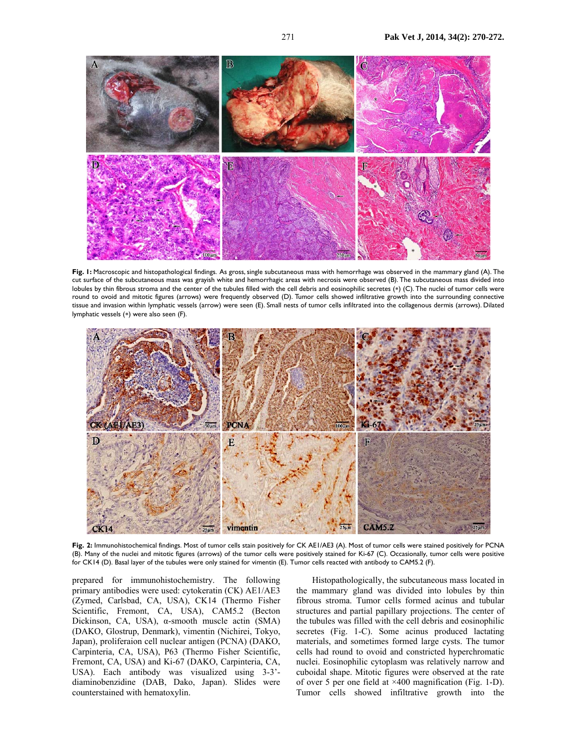**Fig. 1:** Macroscopic and histopathological findings. As gross, single subcutaneous mass with hemorrhage was observed in the mammary gland (A). The cut surface of the subcutaneous mass was grayish white and hemorrhagic areas with necrosis were observed (B). The subcutaneous mass divided into lobules by thin fibrous stroma and the center of the tubules filled with the cell debris and eosinophilic secretes (*) (C). The nuclei of tumor cells were round to ovoid and mitotic figures (arrows) were frequently observed (D). Tumor cells showed infiltrative growth into the surrounding connective tissue and invasion within lymphatic vessels (arrow) were seen (E). Small nests of tumor cells infiltrated into the collagenous dermis (arrows). Dilated lymphatic vessels (*) were also seen (F).

**Fig. 2:** Immunohistochemical findings. Most of tumor cells stain positively for CK AE1/AE3 (A). Most of tumor cells were stained positively for PCNA (B). Many of the nuclei and mitotic figures (arrows) of the tumor cells were positively stained for Ki-67 (C). Occasionally, tumor cells were positive for CK14 (D). Basal layer of the tubules were only stained for vimentin (E). Tumor cells reacted with antibody to CAM5.2 (F).

prepared for immunohistochemistry. The following primary antibodies were used: cytokeratin (CK) AE1/AE3 (Zymed, Carlsbad, CA, USA), CK14 (Thermo Fisher Scientific, Fremont, CA, USA), CAM5.2 (Becton Dickinson, CA, USA), α-smooth muscle actin (SMA) (DAKO, Glostrup, Denmark), vimentin (Nichirei, Tokyo, Japan), proliferaion cell nuclear antigen (PCNA) (DAKO, Carpinteria, CA, USA), P63 (Thermo Fisher Scientific, Fremont, CA, USA) and Ki-67 (DAKO, Carpinteria, CA, USA). Each antibody was visualized using 3-3'-diaminobenzidine (DAB, Dako, Japan). Slides were counterstained with hematoxylin.

Histopathologically, the subcutaneous mass located in the mammary gland was divided into lobules by thin fibrous stroma. Tumor cells formed acinus and tubular structures and partial papillary projections. The center of the tubules was filled with the cell debris and eosinophilic secretes (Fig. 1-C). Some acinus produced lactating materials, and sometimes formed large cysts. The tumor cells had round to ovoid and constricted hyperchromatic nuclei. Eosinophilic cytoplasm was relatively narrow and cuboidal shape. Mitotic figures were observed at the rate of over 5 per one field at ×400 magnification (Fig. 1-D). Tumor cells showed infiltrative growth into the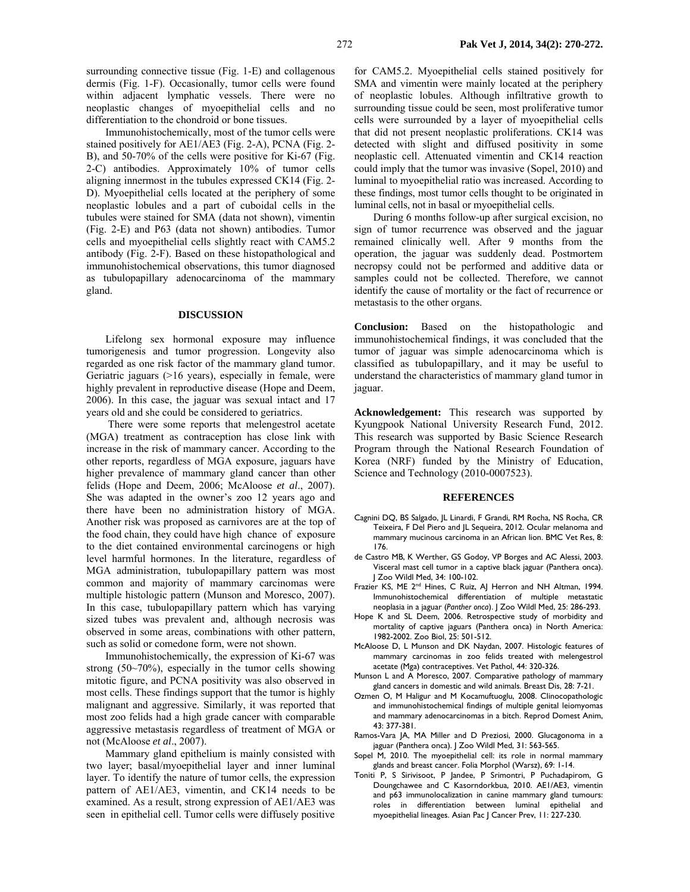surrounding connective tissue (Fig. 1-E) and collagenous dermis (Fig. 1-F). Occasionally, tumor cells were found within adjacent lymphatic vessels. There were no neoplastic changes of myoepithelial cells and no differentiation to the chondroid or bone tissues.

Immunohistochemically, most of the tumor cells were stained positively for AE1/AE3 (Fig. 2-A), PCNA (Fig. 2-B), and 50-70% of the cells were positive for Ki-67 (Fig. 2-C) antibodies. Approximately 10% of tumor cells aligning innermost in the tubules expressed CK14 (Fig. 2-D). Myoepithelial cells located at the periphery of some neoplastic lobules and a part of cuboidal cells in the tubules were stained for SMA (data not shown), vimentin (Fig. 2-E) and P63 (data not shown) antibodies. Tumor cells and myoepithelial cells slightly react with CAM5.2 antibody (Fig. 2-F). Based on these histopathological and immunohistochemical observations, this tumor diagnosed as tubulopapillary adenocarcinoma of the mammary gland.

## DISCUSSION

Lifelong sex hormonal exposure may influence tumorigenesis and tumor progression. Longevity also regarded as one risk factor of the mammary gland tumor. Geriatric jaguars (>16 years), especially in female, were highly prevalent in reproductive disease (Hope and Deem, 2006). In this case, the jaguar was sexual intact and 17 years old and she could be considered to geriatrics.

There were some reports that melengestrol acetate (MGA) treatment as contraception has close link with increase in the risk of mammary cancer. According to the other reports, regardless of MGA exposure, jaguars have higher prevalence of mammary gland cancer than other felids (Hope and Deem, 2006; McAloose *et al*., 2007). She was adapted in the owner's zoo 12 years ago and there have been no administration history of MGA. Another risk was proposed as carnivores are at the top of the food chain, they could have high chance of exposure to the diet contained environmental carcinogens or high level harmful hormones. In the literature, regardless of MGA administration, tubulopapillary pattern was most common and majority of mammary carcinomas were multiple histologic pattern (Munson and Moresco, 2007). In this case, tubulopapillary pattern which has varying sized tubes was prevalent and, although necrosis was observed in some areas, combinations with other pattern, such as solid or comedone form, were not shown.

Immunohistochemically, the expression of Ki-67 was strong (50~70%), especially in the tumor cells showing mitotic figure, and PCNA positivity was also observed in most cells. These findings support that the tumor is highly malignant and aggressive. Similarly, it was reported that most zoo felids had a high grade cancer with comparable aggressive metastasis regardless of treatment of MGA or not (McAloose *et al*., 2007).

Mammary gland epithelium is mainly consisted with two layer; basal/myoepithelial layer and inner luminal layer. To identify the nature of tumor cells, the expression pattern of AE1/AE3, vimentin, and CK14 needs to be examined. As a result, strong expression of AE1/AE3 was seen in epithelial cell. Tumor cells were diffusely positive for CAM5.2. Myoepithelial cells stained positively for SMA and vimentin were mainly located at the periphery of neoplastic lobules. Although infiltrative growth to surrounding tissue could be seen, most proliferative tumor cells were surrounded by a layer of myoepithelial cells that did not present neoplastic proliferations. CK14 was detected with slight and diffused positivity in some neoplastic cell. Attenuated vimentin and CK14 reaction could imply that the tumor was invasive (Sopel, 2010) and luminal to myoepithelial ratio was increased. According to these findings, most tumor cells thought to be originated in luminal cells, not in basal or myoepithelial cells.

During 6 months follow-up after surgical excision, no sign of tumor recurrence was observed and the jaguar remained clinically well. After 9 months from the operation, the jaguar was suddenly dead. Postmortem necropsy could not be performed and additive data or samples could not be collected. Therefore, we cannot identify the cause of mortality or the fact of recurrence or metastasis to the other organs.

**Conclusion:** Based on the histopathologic and immunohistochemical findings, it was concluded that the tumor of jaguar was simple adenocarcinoma which is classified as tubulopapillary, and it may be useful to understand the characteristics of mammary gland tumor in jaguar.

**Acknowledgement:** This research was supported by Kyungpook National University Research Fund, 2012. This research was supported by Basic Science Research Program through the National Research Foundation of Korea (NRF) funded by the Ministry of Education, Science and Technology (2010-0007523).

## REFERENCES

Cagnini DQ, BS Salgado, JL Linardi, F Grandi, RM Rocha, NS Rocha, CR Teixeira, F Del Piero and JL Sequeira, 2012. Ocular melanoma and mammary mucinous carcinoma in an African lion. BMC Vet Res, 8: 176.

de Castro MB, K Werther, GS Godoy, VP Borges and AC Alessi, 2003. Visceral mast cell tumor in a captive black jaguar (Panthera onca). J Zoo Wildl Med, 34: 100-102.

Frazier KS, ME 2nd Hines, C Ruiz, AJ Herron and NH Altman, 1994. Immunohistochemical differentiation of multiple metastatic neoplasia in a jaguar (*Panther onca*). J Zoo Wildl Med, 25: 286-293.

Hope K and SL Deem, 2006. Retrospective study of morbidity and mortality of captive jaguars (Panthera onca) in North America: 1982-2002. Zoo Biol, 25: 501-512.

McAloose D, L Munson and DK Naydan, 2007. Histologic features of mammary carcinomas in zoo felids treated with melengestrol acetate (Mga) contraceptives. Vet Pathol, 44: 320-326.

Munson L and A Moresco, 2007. Comparative pathology of mammary gland cancers in domestic and wild animals. Breast Dis, 28: 7-21.

Ozmen O, M Haligur and M Kocamuftuoglu, 2008. Clinocopathologic and immunohistochemical findings of multiple genital leiomyomas and mammary adenocarcinomas in a bitch. Reprod Domest Anim, 43: 377-381.

Ramos-Vara JA, MA Miller and D Preziosi, 2000. Glucagonoma in a jaguar (Panthera onca). J Zoo Wildl Med, 31: 563-565.

Sopel M, 2010. The myoepithelial cell: its role in normal mammary glands and breast cancer. Folia Morphol (Warsz), 69: 1-14.

Toniti P, S Sirivisoot, P Jandee, P Srimontri, P Puchadapirom, G Doungchawee and C Kasorndorkbua, 2010. AE1/AE3, vimentin and p63 immunolocalization in canine mammary gland tumours: roles in differentiation between luminal epithelial and myoepithelial lineages. Asian Pac J Cancer Prev, 11: 227-230.